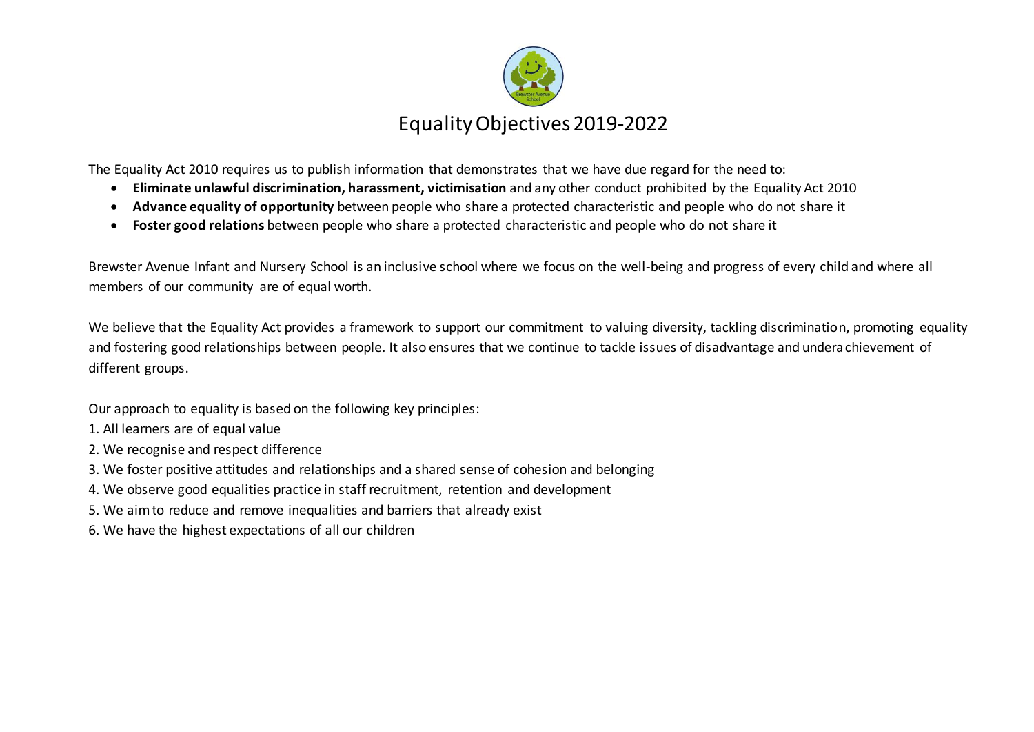# Equality Objectives 2019-2022

The Equality Act 2010 requires us to publish information that demonstrates that we have due regard for the need to:

- **Eliminate unlawful discrimination, harassment, victimisation** and any other conduct prohibited by the Equality Act 2010
- **Advance equality of opportunity** between people who share a protected characteristic and people who do not share it
- **Foster good relations** between people who share a protected characteristic and people who do not share it

Brewster Avenue Infant and Nursery School is an inclusive school where we focus on the well-being and progress of every child and where all members of our community are of equal worth.

We believe that the Equality Act provides a framework to support our commitment to valuing diversity, tackling discrimination, promoting equality and fostering good relationships between people. It also ensures that we continue to tackle issues of disadvantage and underachievement of different groups.

Our approach to equality is based on the following key principles:

1. All learners are of equal value
2. We recognise and respect difference
3. We foster positive attitudes and relationships and a shared sense of cohesion and belonging
4. We observe good equalities practice in staff recruitment, retention and development
5. We aim to reduce and remove inequalities and barriers that already exist
6. We have the highest expectations of all our children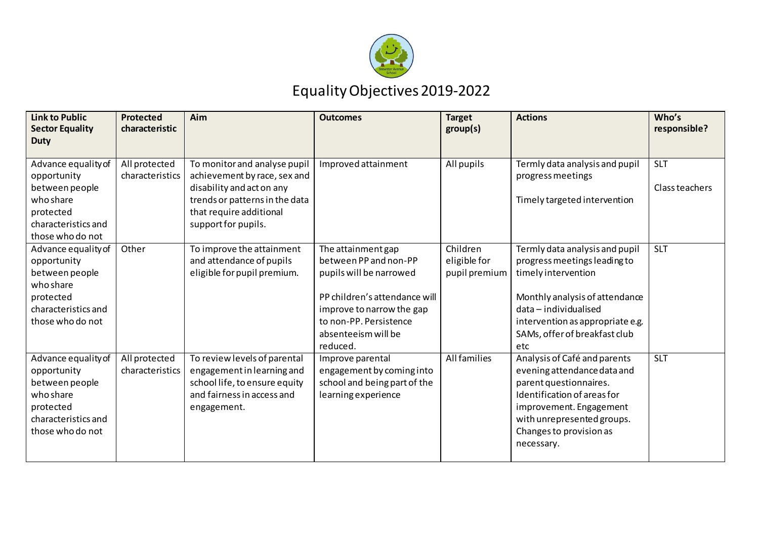# Equality Objectives 2019-2022

| Link to Public Sector Equality Duty | Protected characteristic | Aim | Outcomes | Target group(s) | Actions | Who's responsible? |
|---|---|---|---|---|---|---|
| Advance equality of opportunity between people who share protected characteristics and those who do not | All protected characteristics | To monitor and analyse pupil achievement by race, sex and disability and act on any trends or patterns in the data that require additional support for pupils. | Improved attainment | All pupils | Termly data analysis and pupil progress meetings<br><br>Timely targeted intervention | SLT<br><br>Class teachers |
| Advance equality of opportunity between people who share protected characteristics and those who do not | Other | To improve the attainment and attendance of pupils eligible for pupil premium. | The attainment gap between PP and non-PP pupils will be narrowed<br><br>PP children's attendance will improve to narrow the gap to non-PP. Persistence absenteeism will be reduced. | Children eligible for pupil premium | Termly data analysis and pupil progress meetings leading to timely intervention<br><br>Monthly analysis of attendance data – individualised intervention as appropriate e.g. SAMs, offer of breakfast club etc | SLT |
| Advance equality of opportunity between people who share protected characteristics and those who do not | All protected characteristics | To review levels of parental engagement in learning and school life, to ensure equity and fairness in access and engagement. | Improve parental engagement by coming into school and being part of the learning experience | All families | Analysis of Café and parents evening attendance data and parent questionnaires. Identification of areas for improvement. Engagement with unrepresented groups. Changes to provision as necessary. | SLT |